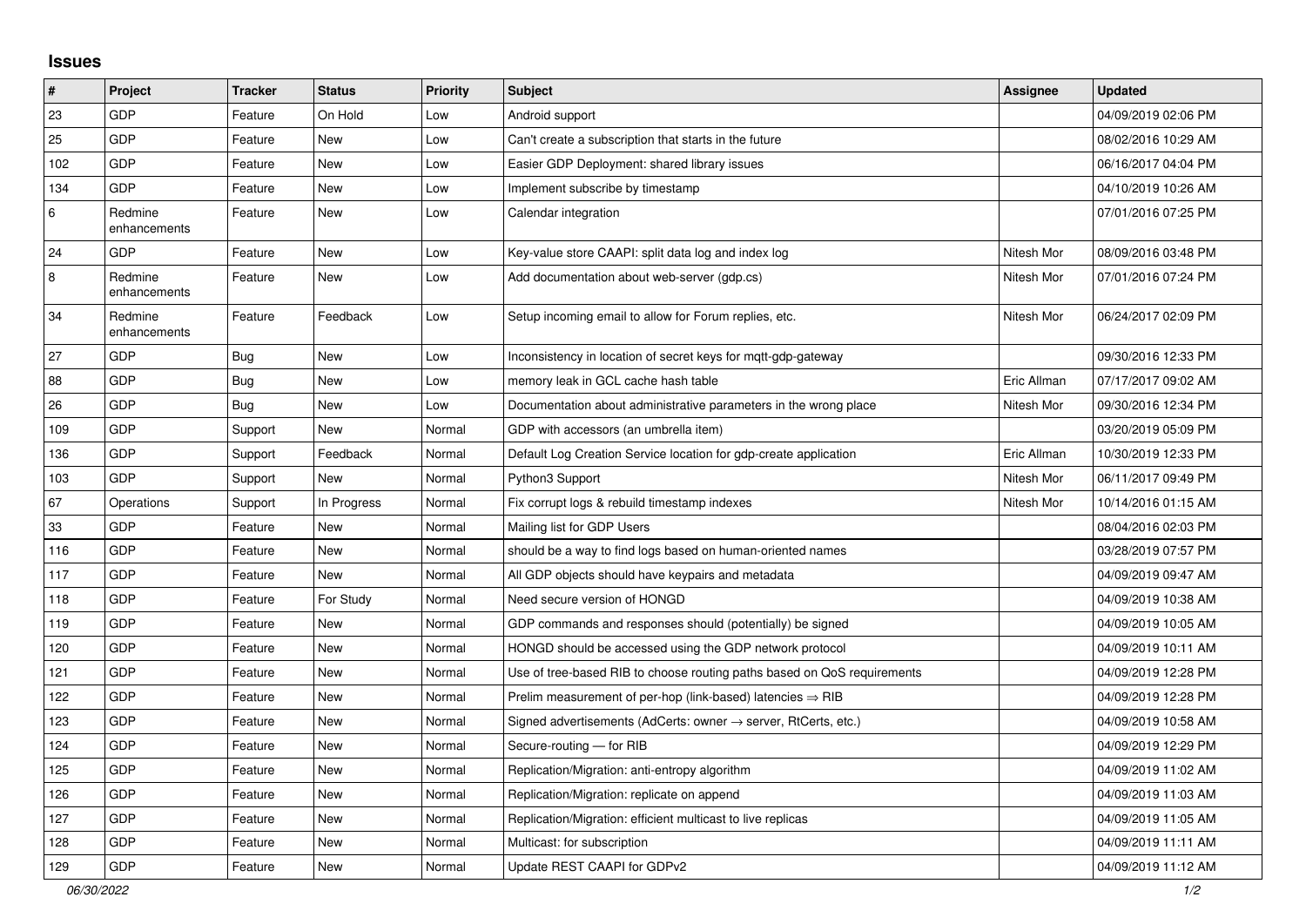# Issues

| # | Project | Tracker | Status | Priority | Subject | Assignee | Updated |
|---|---|---|---|---|---|---|---|
| 23 | GDP | Feature | On Hold | Low | Android support | | 04/09/2019 02:06 PM |
| 25 | GDP | Feature | New | Low | Can't create a subscription that starts in the future | | 08/02/2016 10:29 AM |
| 102 | GDP | Feature | New | Low | Easier GDP Deployment: shared library issues | | 06/16/2017 04:04 PM |
| 134 | GDP | Feature | New | Low | Implement subscribe by timestamp | | 04/10/2019 10:26 AM |
| 6 | Redmine enhancements | Feature | New | Low | Calendar integration | | 07/01/2016 07:25 PM |
| 24 | GDP | Feature | New | Low | Key-value store CAAPI: split data log and index log | Nitesh Mor | 08/09/2016 03:48 PM |
| 8 | Redmine enhancements | Feature | New | Low | Add documentation about web-server (gdp.cs) | Nitesh Mor | 07/01/2016 07:24 PM |
| 34 | Redmine enhancements | Feature | Feedback | Low | Setup incoming email to allow for Forum replies, etc. | Nitesh Mor | 06/24/2017 02:09 PM |
| 27 | GDP | Bug | New | Low | Inconsistency in location of secret keys for mqtt-gdp-gateway | | 09/30/2016 12:33 PM |
| 88 | GDP | Bug | New | Low | memory leak in GCL cache hash table | Eric Allman | 07/17/2017 09:02 AM |
| 26 | GDP | Bug | New | Low | Documentation about administrative parameters in the wrong place | Nitesh Mor | 09/30/2016 12:34 PM |
| 109 | GDP | Support | New | Normal | GDP with accessors (an umbrella item) | | 03/20/2019 05:09 PM |
| 136 | GDP | Support | Feedback | Normal | Default Log Creation Service location for gdp-create application | Eric Allman | 10/30/2019 12:33 PM |
| 103 | GDP | Support | New | Normal | Python3 Support | Nitesh Mor | 06/11/2017 09:49 PM |
| 67 | Operations | Support | In Progress | Normal | Fix corrupt logs & rebuild timestamp indexes | Nitesh Mor | 10/14/2016 01:15 AM |
| 33 | GDP | Feature | New | Normal | Mailing list for GDP Users | | 08/04/2016 02:03 PM |
| 116 | GDP | Feature | New | Normal | should be a way to find logs based on human-oriented names | | 03/28/2019 07:57 PM |
| 117 | GDP | Feature | New | Normal | All GDP objects should have keypairs and metadata | | 04/09/2019 09:47 AM |
| 118 | GDP | Feature | For Study | Normal | Need secure version of HONGD | | 04/09/2019 10:38 AM |
| 119 | GDP | Feature | New | Normal | GDP commands and responses should (potentially) be signed | | 04/09/2019 10:05 AM |
| 120 | GDP | Feature | New | Normal | HONGD should be accessed using the GDP network protocol | | 04/09/2019 10:11 AM |
| 121 | GDP | Feature | New | Normal | Use of tree-based RIB to choose routing paths based on QoS requirements | | 04/09/2019 12:28 PM |
| 122 | GDP | Feature | New | Normal | Prelim measurement of per-hop (link-based) latencies ⇒ RIB | | 04/09/2019 12:28 PM |
| 123 | GDP | Feature | New | Normal | Signed advertisements (AdCerts: owner → server, RtCerts, etc.) | | 04/09/2019 10:58 AM |
| 124 | GDP | Feature | New | Normal | Secure-routing — for RIB | | 04/09/2019 12:29 PM |
| 125 | GDP | Feature | New | Normal | Replication/Migration: anti-entropy algorithm | | 04/09/2019 11:02 AM |
| 126 | GDP | Feature | New | Normal | Replication/Migration: replicate on append | | 04/09/2019 11:03 AM |
| 127 | GDP | Feature | New | Normal | Replication/Migration: efficient multicast to live replicas | | 04/09/2019 11:05 AM |
| 128 | GDP | Feature | New | Normal | Multicast: for subscription | | 04/09/2019 11:11 AM |
| 129 | GDP | Feature | New | Normal | Update REST CAAPI for GDPv2 | | 04/09/2019 11:12 AM |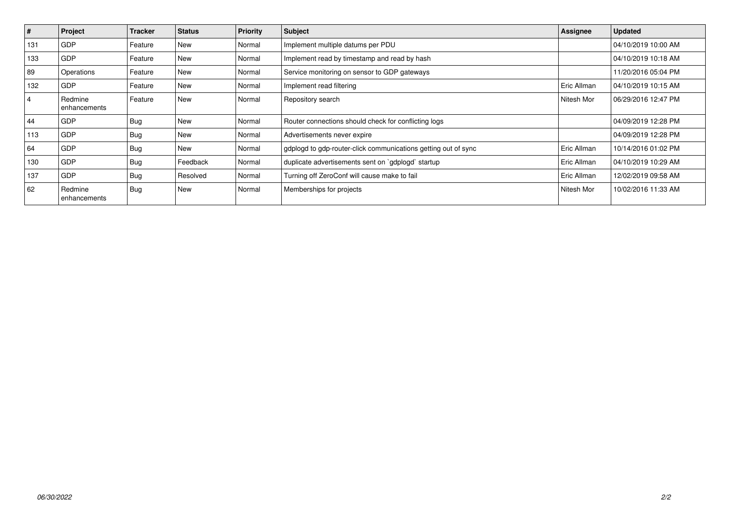| # | Project | Tracker | Status | Priority | Subject | Assignee | Updated |
|---|---|---|---|---|---|---|---|
| 131 | GDP | Feature | New | Normal | Implement multiple datums per PDU | | 04/10/2019 10:00 AM |
| 133 | GDP | Feature | New | Normal | Implement read by timestamp and read by hash | | 04/10/2019 10:18 AM |
| 89 | Operations | Feature | New | Normal | Service monitoring on sensor to GDP gateways | | 11/20/2016 05:04 PM |
| 132 | GDP | Feature | New | Normal | Implement read filtering | Eric Allman | 04/10/2019 10:15 AM |
| 4 | Redmine enhancements | Feature | New | Normal | Repository search | Nitesh Mor | 06/29/2016 12:47 PM |
| 44 | GDP | Bug | New | Normal | Router connections should check for conflicting logs | | 04/09/2019 12:28 PM |
| 113 | GDP | Bug | New | Normal | Advertisements never expire | | 04/09/2019 12:28 PM |
| 64 | GDP | Bug | New | Normal | gdplogd to gdp-router-click communications getting out of sync | Eric Allman | 10/14/2016 01:02 PM |
| 130 | GDP | Bug | Feedback | Normal | duplicate advertisements sent on `gdplogd` startup | Eric Allman | 04/10/2019 10:29 AM |
| 137 | GDP | Bug | Resolved | Normal | Turning off ZeroConf will cause make to fail | Eric Allman | 12/02/2019 09:58 AM |
| 62 | Redmine enhancements | Bug | New | Normal | Memberships for projects | Nitesh Mor | 10/02/2016 11:33 AM |